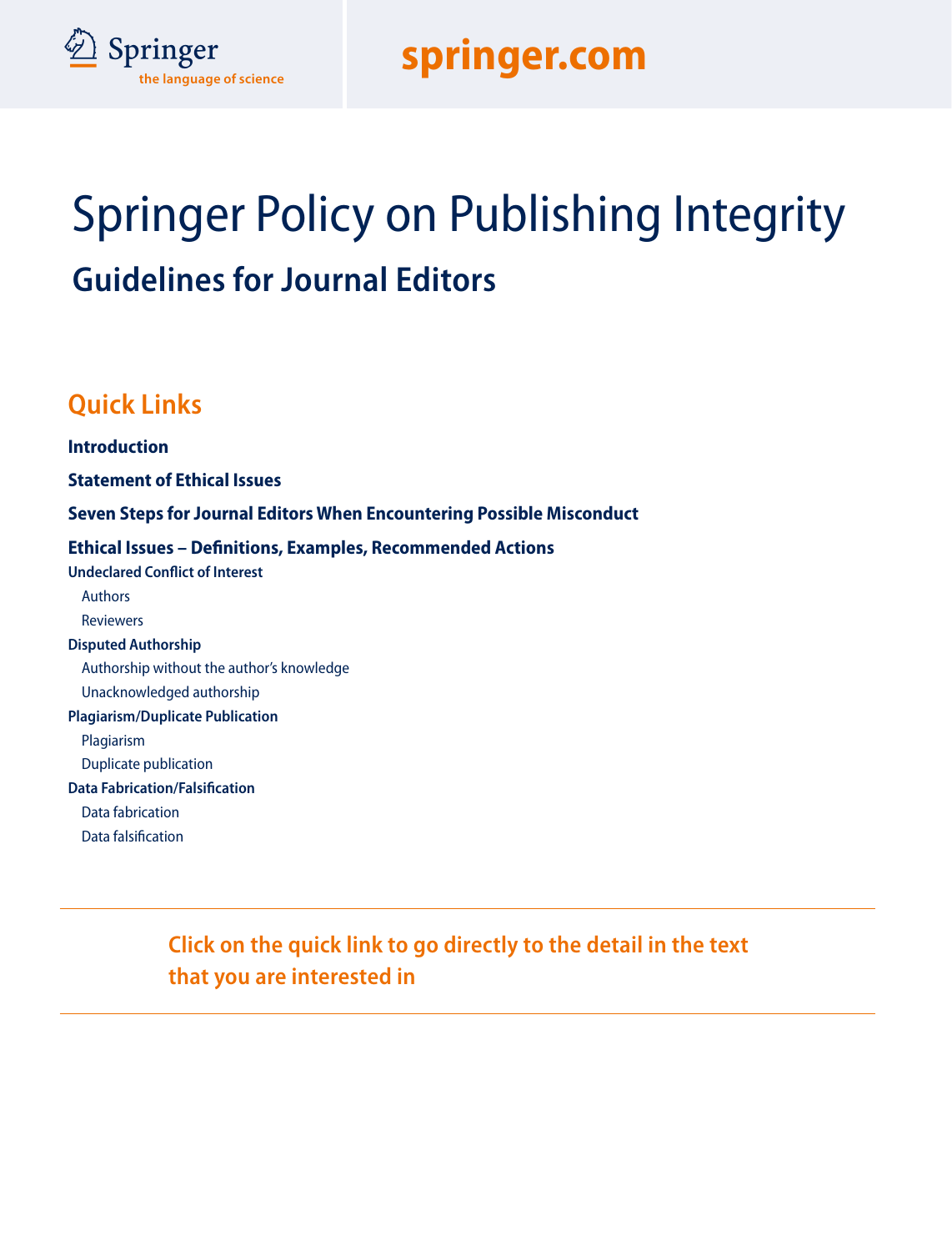Springer
the language of science

springer.com

# Springer Policy on Publishing Integrity

## Guidelines for Journal Editors

### Quick Links

**Introduction**

**Statement of Ethical Issues**

**Seven Steps for Journal Editors When Encountering Possible Misconduct**

**Ethical Issues – Definitions, Examples, Recommended Actions**

**Undeclared Conflict of Interest**
- Authors
- Reviewers

**Disputed Authorship**
- Authorship without the author's knowledge
- Unacknowledged authorship

**Plagiarism/Duplicate Publication**
- Plagiarism
- Duplicate publication

**Data Fabrication/Falsification**
- Data fabrication
- Data falsification

---

**Click on the quick link to go directly to the detail in the text that you are interested in**

---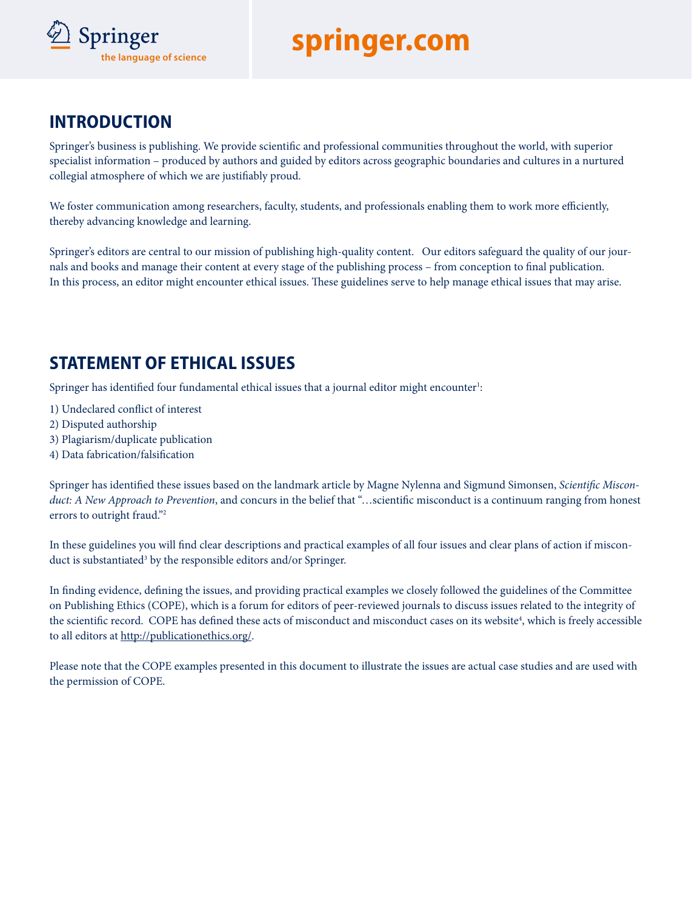## INTRODUCTION

Springer's business is publishing. We provide scientific and professional communities throughout the world, with superior specialist information – produced by authors and guided by editors across geographic boundaries and cultures in a nurtured collegial atmosphere of which we are justifiably proud.

We foster communication among researchers, faculty, students, and professionals enabling them to work more efficiently, thereby advancing knowledge and learning.

Springer's editors are central to our mission of publishing high-quality content. Our editors safeguard the quality of our journals and books and manage their content at every stage of the publishing process – from conception to final publication. In this process, an editor might encounter ethical issues. These guidelines serve to help manage ethical issues that may arise.

## STATEMENT OF ETHICAL ISSUES

Springer has identified four fundamental ethical issues that a journal editor might encounter[1]:

1) Undeclared conflict of interest
2) Disputed authorship
3) Plagiarism/duplicate publication
4) Data fabrication/falsification

Springer has identified these issues based on the landmark article by Magne Nylenna and Sigmund Simonsen, *Scientific Misconduct: A New Approach to Prevention*, and concurs in the belief that "…scientific misconduct is a continuum ranging from honest errors to outright fraud."[2]

In these guidelines you will find clear descriptions and practical examples of all four issues and clear plans of action if misconduct is substantiated[3] by the responsible editors and/or Springer.

In finding evidence, defining the issues, and providing practical examples we closely followed the guidelines of the Committee on Publishing Ethics (COPE), which is a forum for editors of peer-reviewed journals to discuss issues related to the integrity of the scientific record. COPE has defined these acts of misconduct and misconduct cases on its website[4], which is freely accessible to all editors at http://publicationethics.org/.

Please note that the COPE examples presented in this document to illustrate the issues are actual case studies and are used with the permission of COPE.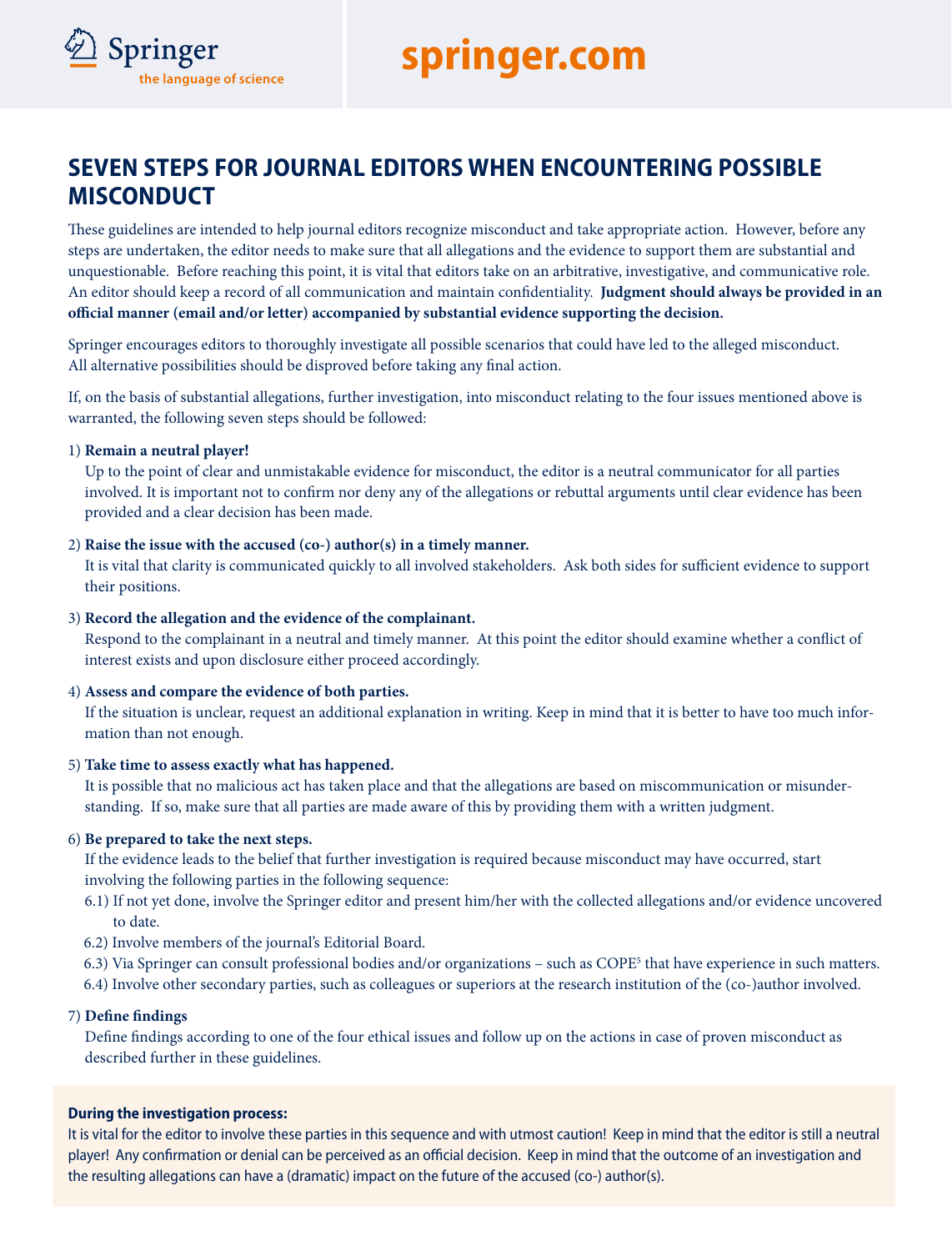# SEVEN STEPS FOR JOURNAL EDITORS WHEN ENCOUNTERING POSSIBLE MISCONDUCT

These guidelines are intended to help journal editors recognize misconduct and take appropriate action. However, before any steps are undertaken, the editor needs to make sure that all allegations and the evidence to support them are substantial and unquestionable. Before reaching this point, it is vital that editors take on an arbitrative, investigative, and communicative role. An editor should keep a record of all communication and maintain confidentiality. **Judgment should always be provided in an official manner (email and/or letter) accompanied by substantial evidence supporting the decision.**

Springer encourages editors to thoroughly investigate all possible scenarios that could have led to the alleged misconduct. All alternative possibilities should be disproved before taking any final action.

If, on the basis of substantial allegations, further investigation, into misconduct relating to the four issues mentioned above is warranted, the following seven steps should be followed:

1) **Remain a neutral player!**
   Up to the point of clear and unmistakable evidence for misconduct, the editor is a neutral communicator for all parties involved. It is important not to confirm nor deny any of the allegations or rebuttal arguments until clear evidence has been provided and a clear decision has been made.

2) **Raise the issue with the accused (co-) author(s) in a timely manner.**
   It is vital that clarity is communicated quickly to all involved stakeholders. Ask both sides for sufficient evidence to support their positions.

3) **Record the allegation and the evidence of the complainant.**
   Respond to the complainant in a neutral and timely manner. At this point the editor should examine whether a conflict of interest exists and upon disclosure either proceed accordingly.

4) **Assess and compare the evidence of both parties.**
   If the situation is unclear, request an additional explanation in writing. Keep in mind that it is better to have too much information than not enough.

5) **Take time to assess exactly what has happened.**
   It is possible that no malicious act has taken place and that the allegations are based on miscommunication or misunderstanding. If so, make sure that all parties are made aware of this by providing them with a written judgment.

6) **Be prepared to take the next steps.**
   If the evidence leads to the belief that further investigation is required because misconduct may have occurred, start involving the following parties in the following sequence:
   6.1) If not yet done, involve the Springer editor and present him/her with the collected allegations and/or evidence uncovered to date.
   6.2) Involve members of the journal's Editorial Board.
   6.3) Via Springer can consult professional bodies and/or organizations – such as COPE[5] that have experience in such matters.
   6.4) Involve other secondary parties, such as colleagues or superiors at the research institution of the (co-)author involved.

7) **Define findings**
   Define findings according to one of the four ethical issues and follow up on the actions in case of proven misconduct as described further in these guidelines.

**During the investigation process:**
It is vital for the editor to involve these parties in this sequence and with utmost caution! Keep in mind that the editor is still a neutral player! Any confirmation or denial can be perceived as an official decision. Keep in mind that the outcome of an investigation and the resulting allegations can have a (dramatic) impact on the future of the accused (co-) author(s).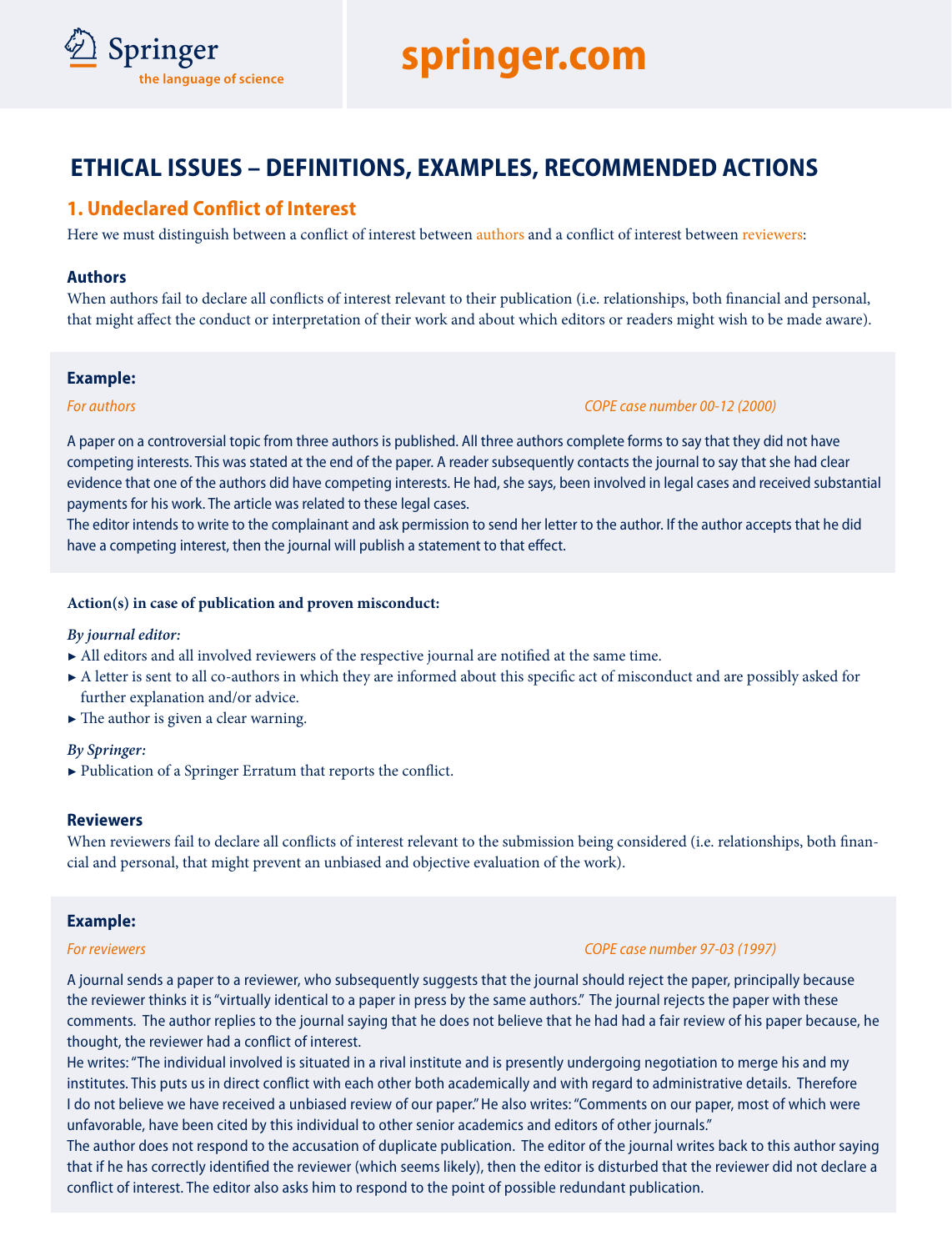# ETHICAL ISSUES – DEFINITIONS, EXAMPLES, RECOMMENDED ACTIONS

## 1. Undeclared Conflict of Interest

Here we must distinguish between a conflict of interest between authors and a conflict of interest between reviewers:

### Authors

When authors fail to declare all conflicts of interest relevant to their publication (i.e. relationships, both financial and personal, that might affect the conduct or interpretation of their work and about which editors or readers might wish to be made aware).

**Example:**

*For authors* *COPE case number 00-12 (2000)*

A paper on a controversial topic from three authors is published. All three authors complete forms to say that they did not have competing interests. This was stated at the end of the paper. A reader subsequently contacts the journal to say that she had clear evidence that one of the authors did have competing interests. He had, she says, been involved in legal cases and received substantial payments for his work. The article was related to these legal cases.
The editor intends to write to the complainant and ask permission to send her letter to the author. If the author accepts that he did have a competing interest, then the journal will publish a statement to that effect.

**Action(s) in case of publication and proven misconduct:**

*By journal editor:*

- All editors and all involved reviewers of the respective journal are notified at the same time.
- A letter is sent to all co-authors in which they are informed about this specific act of misconduct and are possibly asked for further explanation and/or advice.
- The author is given a clear warning.

*By Springer:*

- Publication of a Springer Erratum that reports the conflict.

### Reviewers

When reviewers fail to declare all conflicts of interest relevant to the submission being considered (i.e. relationships, both financial and personal, that might prevent an unbiased and objective evaluation of the work).

**Example:**

*For reviewers* *COPE case number 97-03 (1997)*

A journal sends a paper to a reviewer, who subsequently suggests that the journal should reject the paper, principally because the reviewer thinks it is "virtually identical to a paper in press by the same authors." The journal rejects the paper with these comments. The author replies to the journal saying that he does not believe that he had had a fair review of his paper because, he thought, the reviewer had a conflict of interest.
He writes: "The individual involved is situated in a rival institute and is presently undergoing negotiation to merge his and my institutes. This puts us in direct conflict with each other both academically and with regard to administrative details. Therefore I do not believe we have received a unbiased review of our paper." He also writes: "Comments on our paper, most of which were unfavorable, have been cited by this individual to other senior academics and editors of other journals."
The author does not respond to the accusation of duplicate publication. The editor of the journal writes back to this author saying that if he has correctly identified the reviewer (which seems likely), then the editor is disturbed that the reviewer did not declare a conflict of interest. The editor also asks him to respond to the point of possible redundant publication.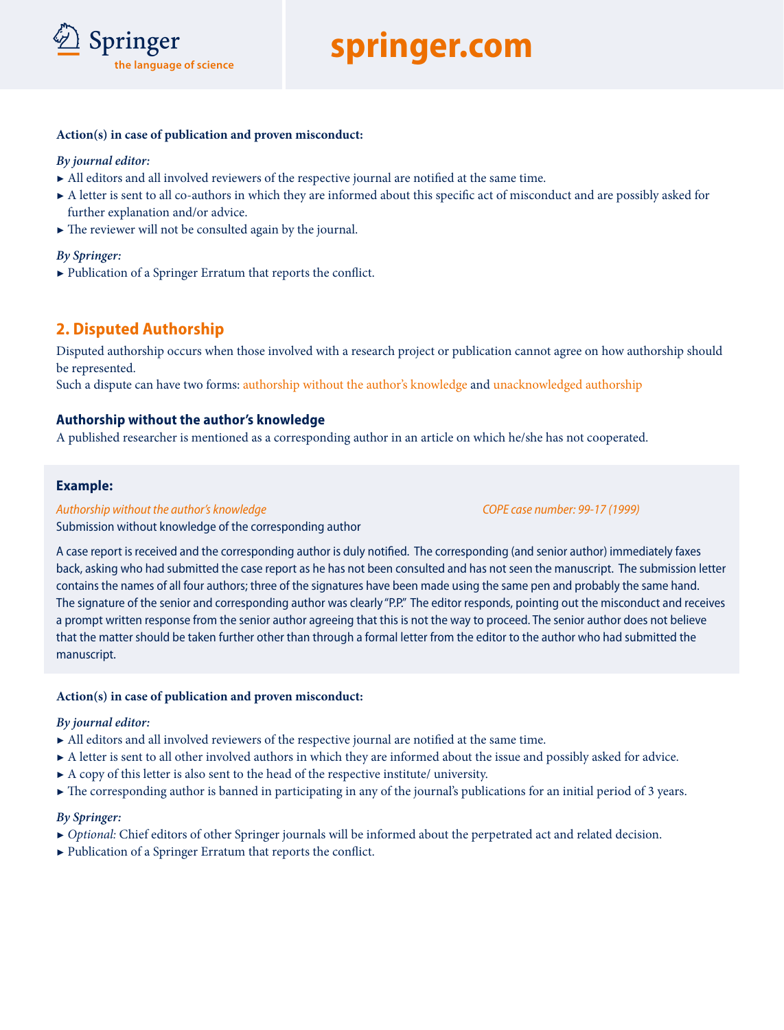**Action(s) in case of publication and proven misconduct:**

*By journal editor:*

- ► All editors and all involved reviewers of the respective journal are notified at the same time.
- ► A letter is sent to all co-authors in which they are informed about this specific act of misconduct and are possibly asked for further explanation and/or advice.
- ► The reviewer will not be consulted again by the journal.

*By Springer:*

- ► Publication of a Springer Erratum that reports the conflict.

## 2. Disputed Authorship

Disputed authorship occurs when those involved with a research project or publication cannot agree on how authorship should be represented.
Such a dispute can have two forms: authorship without the author's knowledge and unacknowledged authorship

### Authorship without the author's knowledge

A published researcher is mentioned as a corresponding author in an article on which he/she has not cooperated.

**Example:**

*Authorship without the author's knowledge* — *COPE case number: 99-17 (1999)*

Submission without knowledge of the corresponding author

A case report is received and the corresponding author is duly notified. The corresponding (and senior author) immediately faxes back, asking who had submitted the case report as he has not been consulted and has not seen the manuscript. The submission letter contains the names of all four authors; three of the signatures have been made using the same pen and probably the same hand. The signature of the senior and corresponding author was clearly "P.P." The editor responds, pointing out the misconduct and receives a prompt written response from the senior author agreeing that this is not the way to proceed. The senior author does not believe that the matter should be taken further other than through a formal letter from the editor to the author who had submitted the manuscript.

**Action(s) in case of publication and proven misconduct:**

*By journal editor:*

- ► All editors and all involved reviewers of the respective journal are notified at the same time.
- ► A letter is sent to all other involved authors in which they are informed about the issue and possibly asked for advice.
- ► A copy of this letter is also sent to the head of the respective institute/ university.
- ► The corresponding author is banned in participating in any of the journal's publications for an initial period of 3 years.

*By Springer:*

- ► *Optional:* Chief editors of other Springer journals will be informed about the perpetrated act and related decision.
- ► Publication of a Springer Erratum that reports the conflict.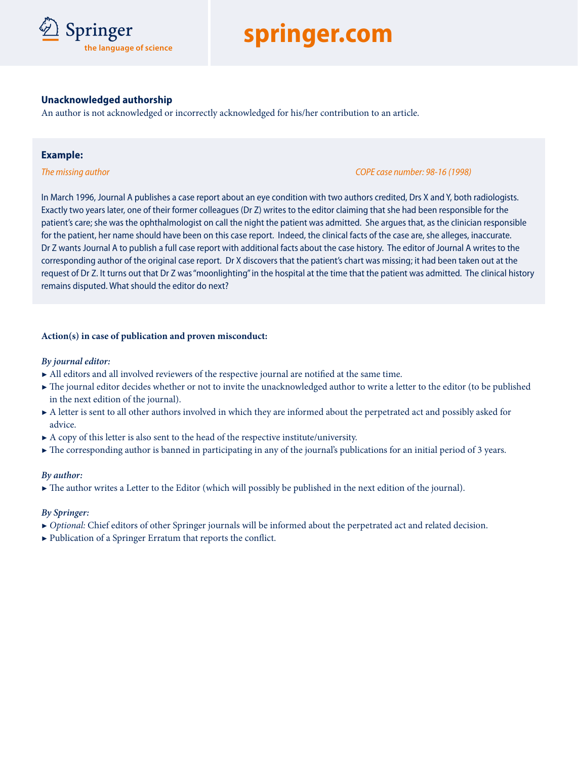### Unacknowledged authorship

An author is not acknowledged or incorrectly acknowledged for his/her contribution to an article.

#### Example:

*The missing author* — *COPE case number: 98-16 (1998)*

In March 1996, Journal A publishes a case report about an eye condition with two authors credited, Drs X and Y, both radiologists. Exactly two years later, one of their former colleagues (Dr Z) writes to the editor claiming that she had been responsible for the patient's care; she was the ophthalmologist on call the night the patient was admitted. She argues that, as the clinician responsible for the patient, her name should have been on this case report. Indeed, the clinical facts of the case are, she alleges, inaccurate. Dr Z wants Journal A to publish a full case report with additional facts about the case history. The editor of Journal A writes to the corresponding author of the original case report. Dr X discovers that the patient's chart was missing; it had been taken out at the request of Dr Z. It turns out that Dr Z was "moonlighting" in the hospital at the time that the patient was admitted. The clinical history remains disputed. What should the editor do next?

#### Action(s) in case of publication and proven misconduct:

*By journal editor:*

- All editors and all involved reviewers of the respective journal are notified at the same time.
- The journal editor decides whether or not to invite the unacknowledged author to write a letter to the editor (to be published in the next edition of the journal).
- A letter is sent to all other authors involved in which they are informed about the perpetrated act and possibly asked for advice.
- A copy of this letter is also sent to the head of the respective institute/university.
- The corresponding author is banned in participating in any of the journal's publications for an initial period of 3 years.

*By author:*

- The author writes a Letter to the Editor (which will possibly be published in the next edition of the journal).

*By Springer:*

- *Optional:* Chief editors of other Springer journals will be informed about the perpetrated act and related decision.
- Publication of a Springer Erratum that reports the conflict.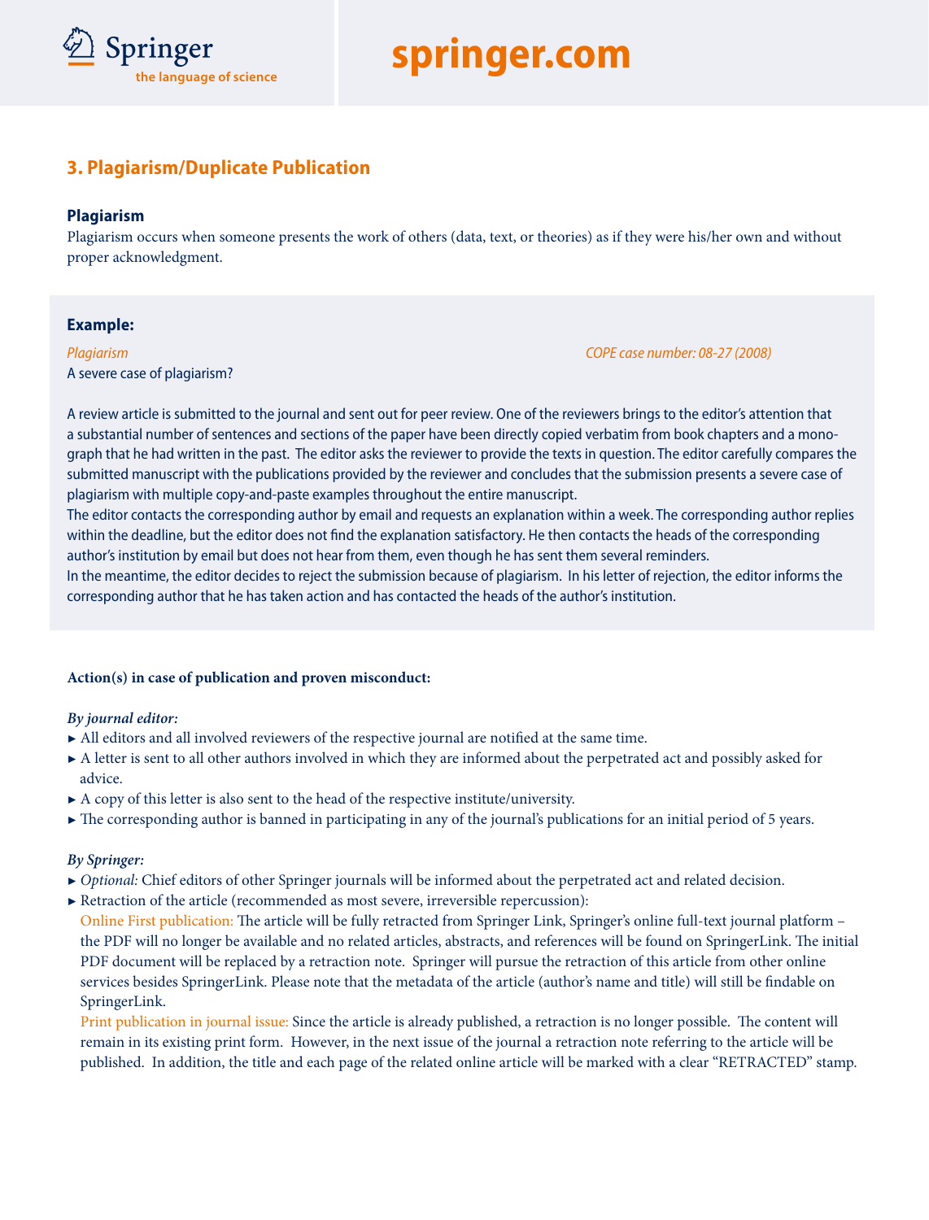## 3. Plagiarism/Duplicate Publication

### Plagiarism

Plagiarism occurs when someone presents the work of others (data, text, or theories) as if they were his/her own and without proper acknowledgment.

**Example:**

*Plagiarism* *COPE case number: 08-27 (2008)*

A severe case of plagiarism?

A review article is submitted to the journal and sent out for peer review. One of the reviewers brings to the editor's attention that a substantial number of sentences and sections of the paper have been directly copied verbatim from book chapters and a monograph that he had written in the past. The editor asks the reviewer to provide the texts in question. The editor carefully compares the submitted manuscript with the publications provided by the reviewer and concludes that the submission presents a severe case of plagiarism with multiple copy-and-paste examples throughout the entire manuscript.

The editor contacts the corresponding author by email and requests an explanation within a week. The corresponding author replies within the deadline, but the editor does not find the explanation satisfactory. He then contacts the heads of the corresponding author's institution by email but does not hear from them, even though he has sent them several reminders.

In the meantime, the editor decides to reject the submission because of plagiarism. In his letter of rejection, the editor informs the corresponding author that he has taken action and has contacted the heads of the author's institution.

**Action(s) in case of publication and proven misconduct:**

***By journal editor:***

- All editors and all involved reviewers of the respective journal are notified at the same time.
- A letter is sent to all other authors involved in which they are informed about the perpetrated act and possibly asked for advice.
- A copy of this letter is also sent to the head of the respective institute/university.
- The corresponding author is banned in participating in any of the journal's publications for an initial period of 5 years.

***By Springer:***

- *Optional:* Chief editors of other Springer journals will be informed about the perpetrated act and related decision.
- Retraction of the article (recommended as most severe, irreversible repercussion):

  Online First publication: The article will be fully retracted from Springer Link, Springer's online full-text journal platform – the PDF will no longer be available and no related articles, abstracts, and references will be found on SpringerLink. The initial PDF document will be replaced by a retraction note. Springer will pursue the retraction of this article from other online services besides SpringerLink. Please note that the metadata of the article (author's name and title) will still be findable on SpringerLink.

  Print publication in journal issue: Since the article is already published, a retraction is no longer possible. The content will remain in its existing print form. However, in the next issue of the journal a retraction note referring to the article will be published. In addition, the title and each page of the related online article will be marked with a clear "RETRACTED" stamp.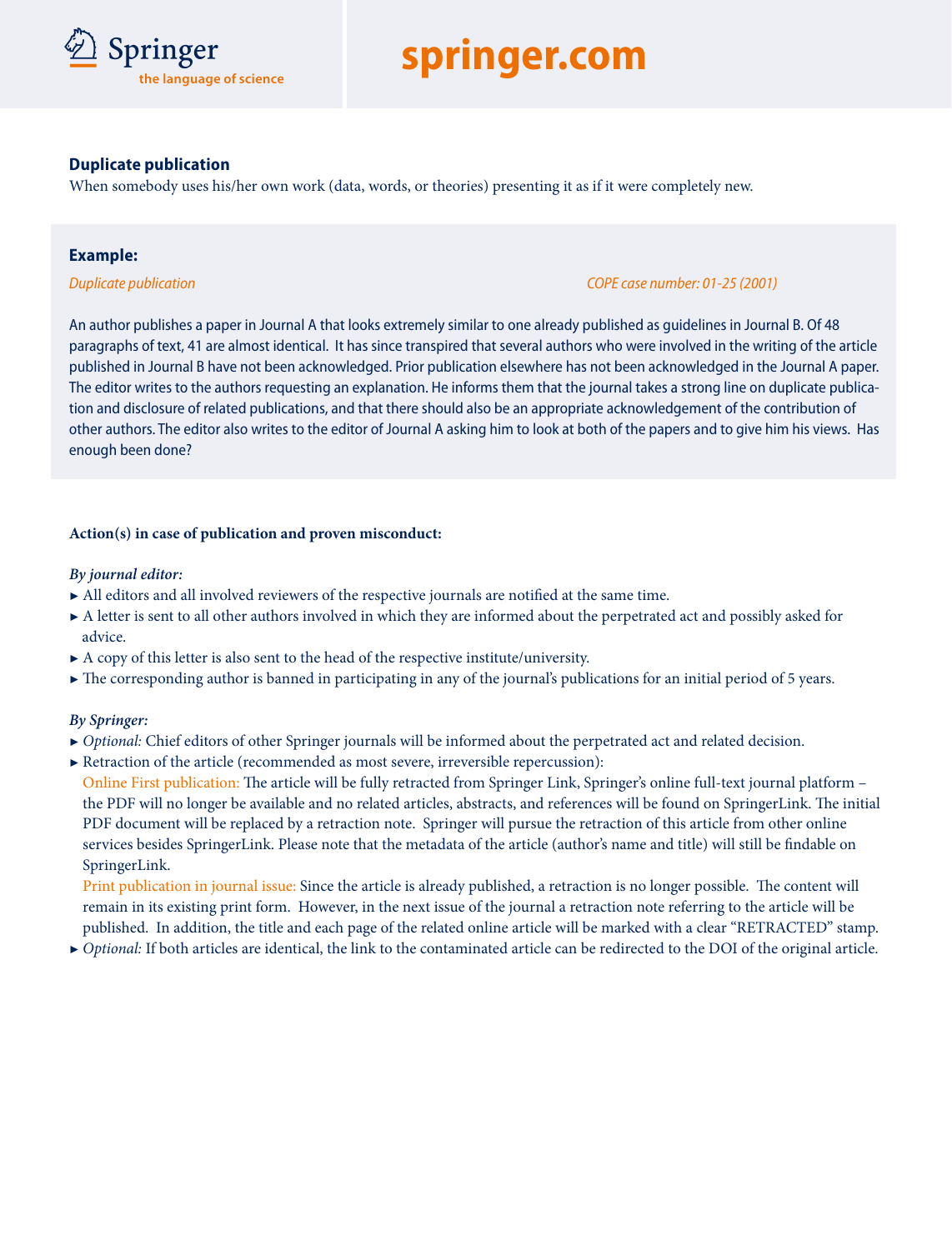## Duplicate publication

When somebody uses his/her own work (data, words, or theories) presenting it as if it were completely new.

### Example:

*Duplicate publication* — *COPE case number: 01-25 (2001)*

An author publishes a paper in Journal A that looks extremely similar to one already published as guidelines in Journal B. Of 48 paragraphs of text, 41 are almost identical. It has since transpired that several authors who were involved in the writing of the article published in Journal B have not been acknowledged. Prior publication elsewhere has not been acknowledged in the Journal A paper. The editor writes to the authors requesting an explanation. He informs them that the journal takes a strong line on duplicate publication and disclosure of related publications, and that there should also be an appropriate acknowledgement of the contribution of other authors. The editor also writes to the editor of Journal A asking him to look at both of the papers and to give him his views. Has enough been done?

### Action(s) in case of publication and proven misconduct:

***By journal editor:***

- All editors and all involved reviewers of the respective journals are notified at the same time.
- A letter is sent to all other authors involved in which they are informed about the perpetrated act and possibly asked for advice.
- A copy of this letter is also sent to the head of the respective institute/university.
- The corresponding author is banned in participating in any of the journal's publications for an initial period of 5 years.

***By Springer:***

- *Optional:* Chief editors of other Springer journals will be informed about the perpetrated act and related decision.
- Retraction of the article (recommended as most severe, irreversible repercussion):

  Online First publication: The article will be fully retracted from Springer Link, Springer's online full-text journal platform – the PDF will no longer be available and no related articles, abstracts, and references will be found on SpringerLink. The initial PDF document will be replaced by a retraction note. Springer will pursue the retraction of this article from other online services besides SpringerLink. Please note that the metadata of the article (author's name and title) will still be findable on SpringerLink.

  Print publication in journal issue: Since the article is already published, a retraction is no longer possible. The content will remain in its existing print form. However, in the next issue of the journal a retraction note referring to the article will be published. In addition, the title and each page of the related online article will be marked with a clear "RETRACTED" stamp.
- *Optional:* If both articles are identical, the link to the contaminated article can be redirected to the DOI of the original article.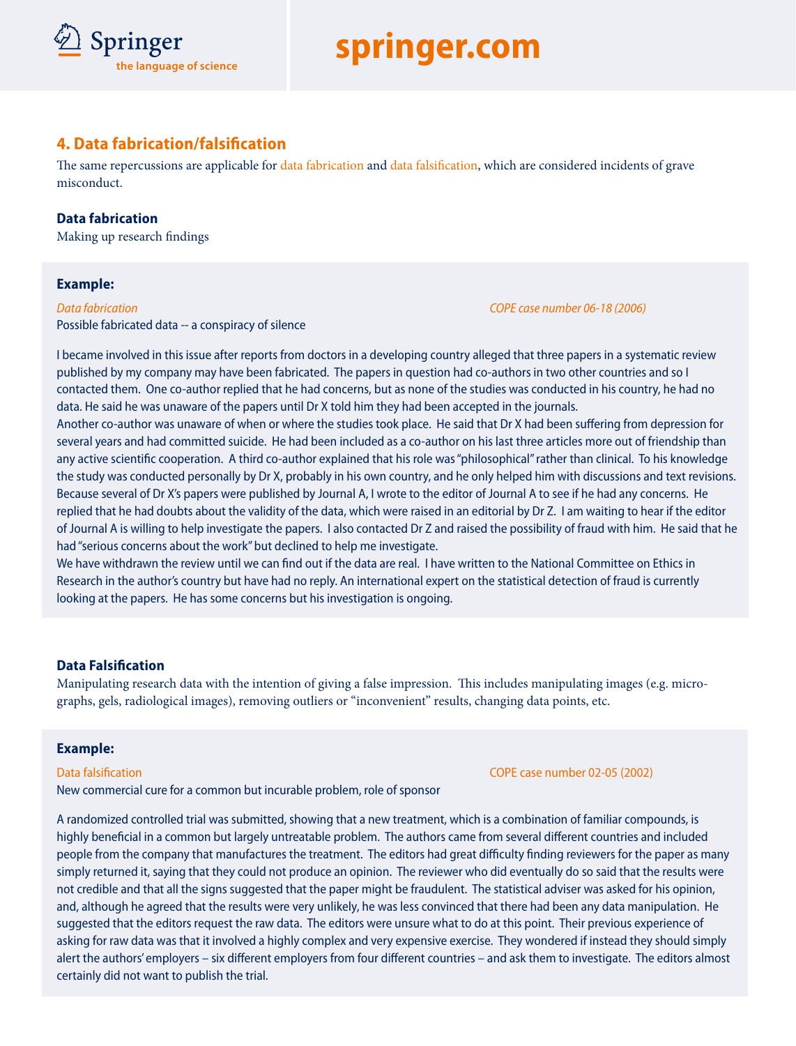## 4. Data fabrication/falsification

The same repercussions are applicable for data fabrication and data falsification, which are considered incidents of grave misconduct.

### Data fabrication

Making up research findings

**Example:**

*Data fabrication* — *COPE case number 06-18 (2006)*

Possible fabricated data -- a conspiracy of silence

I became involved in this issue after reports from doctors in a developing country alleged that three papers in a systematic review published by my company may have been fabricated. The papers in question had co-authors in two other countries and so I contacted them. One co-author replied that he had concerns, but as none of the studies was conducted in his country, he had no data. He said he was unaware of the papers until Dr X told him they had been accepted in the journals.
Another co-author was unaware of when or where the studies took place. He said that Dr X had been suffering from depression for several years and had committed suicide. He had been included as a co-author on his last three articles more out of friendship than any active scientific cooperation. A third co-author explained that his role was "philosophical" rather than clinical. To his knowledge the study was conducted personally by Dr X, probably in his own country, and he only helped him with discussions and text revisions.
Because several of Dr X's papers were published by Journal A, I wrote to the editor of Journal A to see if he had any concerns. He replied that he had doubts about the validity of the data, which were raised in an editorial by Dr Z. I am waiting to hear if the editor of Journal A is willing to help investigate the papers. I also contacted Dr Z and raised the possibility of fraud with him. He said that he had "serious concerns about the work" but declined to help me investigate.
We have withdrawn the review until we can find out if the data are real. I have written to the National Committee on Ethics in Research in the author's country but have had no reply. An international expert on the statistical detection of fraud is currently looking at the papers. He has some concerns but his investigation is ongoing.

### Data Falsification

Manipulating research data with the intention of giving a false impression. This includes manipulating images (e.g. micrographs, gels, radiological images), removing outliers or "inconvenient" results, changing data points, etc.

**Example:**

Data falsification — COPE case number 02-05 (2002)

New commercial cure for a common but incurable problem, role of sponsor

A randomized controlled trial was submitted, showing that a new treatment, which is a combination of familiar compounds, is highly beneficial in a common but largely untreatable problem. The authors came from several different countries and included people from the company that manufactures the treatment. The editors had great difficulty finding reviewers for the paper as many simply returned it, saying that they could not produce an opinion. The reviewer who did eventually do so said that the results were not credible and that all the signs suggested that the paper might be fraudulent. The statistical adviser was asked for his opinion, and, although he agreed that the results were very unlikely, he was less convinced that there had been any data manipulation. He suggested that the editors request the raw data. The editors were unsure what to do at this point. Their previous experience of asking for raw data was that it involved a highly complex and very expensive exercise. They wondered if instead they should simply alert the authors' employers – six different employers from four different countries – and ask them to investigate. The editors almost certainly did not want to publish the trial.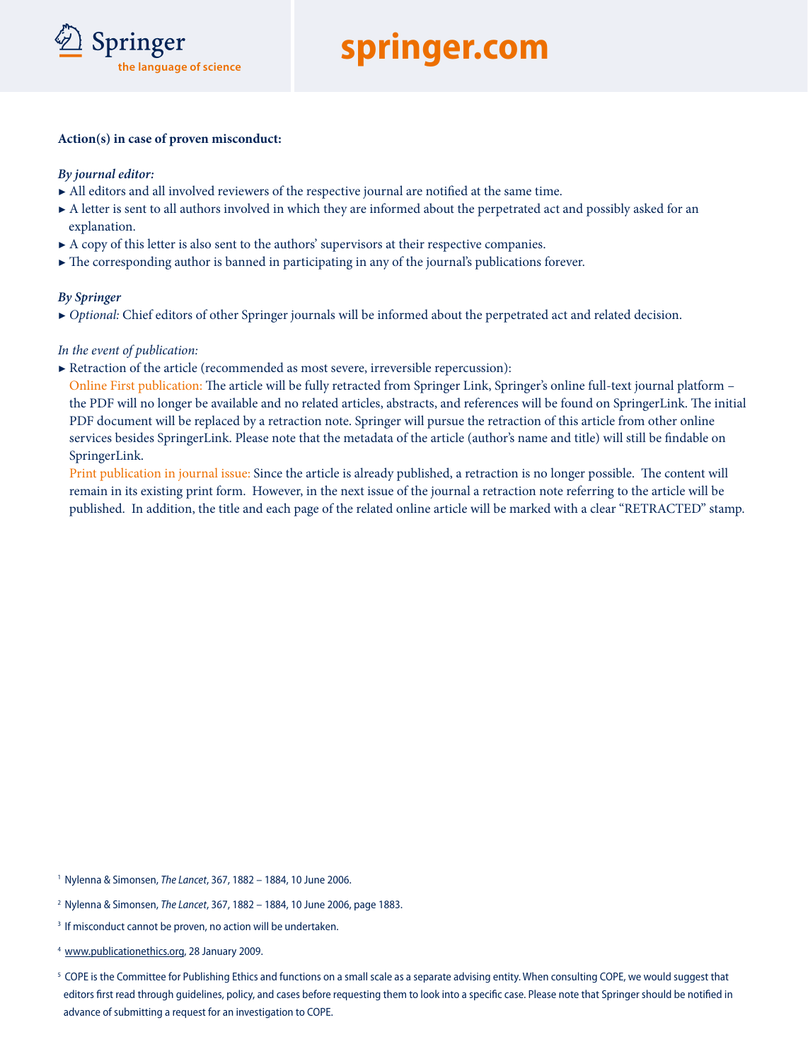**Action(s) in case of proven misconduct:**

*By journal editor:*

- All editors and all involved reviewers of the respective journal are notified at the same time.
- A letter is sent to all authors involved in which they are informed about the perpetrated act and possibly asked for an explanation.
- A copy of this letter is also sent to the authors' supervisors at their respective companies.
- The corresponding author is banned in participating in any of the journal's publications forever.

*By Springer*

- *Optional:* Chief editors of other Springer journals will be informed about the perpetrated act and related decision.

*In the event of publication:*

- Retraction of the article (recommended as most severe, irreversible repercussion):
  Online First publication: The article will be fully retracted from Springer Link, Springer's online full-text journal platform – the PDF will no longer be available and no related articles, abstracts, and references will be found on SpringerLink. The initial PDF document will be replaced by a retraction note. Springer will pursue the retraction of this article from other online services besides SpringerLink. Please note that the metadata of the article (author's name and title) will still be findable on SpringerLink.
  Print publication in journal issue: Since the article is already published, a retraction is no longer possible. The content will remain in its existing print form. However, in the next issue of the journal a retraction note referring to the article will be published. In addition, the title and each page of the related online article will be marked with a clear "RETRACTED" stamp.

[1] Nylenna & Simonsen, *The Lancet*, 367, 1882 – 1884, 10 June 2006.

[2] Nylenna & Simonsen, *The Lancet*, 367, 1882 – 1884, 10 June 2006, page 1883.

[3] If misconduct cannot be proven, no action will be undertaken.

[4] www.publicationethics.org, 28 January 2009.

[5] COPE is the Committee for Publishing Ethics and functions on a small scale as a separate advising entity. When consulting COPE, we would suggest that editors first read through guidelines, policy, and cases before requesting them to look into a specific case. Please note that Springer should be notified in advance of submitting a request for an investigation to COPE.